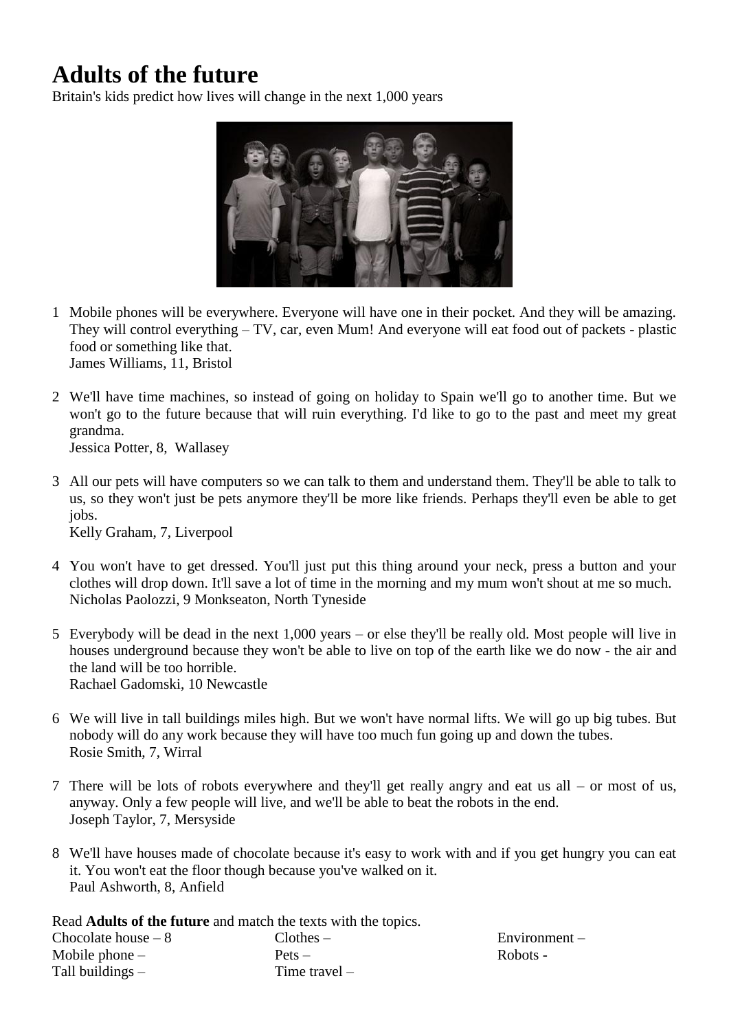# Adults of the future

Britain's kids predict how lives will change in the next 1,000 years

1. Mobile phones will be everywhere. Everyone will have one in their pocket. And they will be amazing. They will control everything – TV, car, even Mum! And everyone will eat food out of packets - plastic food or something like that.
   James Williams, 11, Bristol

2. We'll have time machines, so instead of going on holiday to Spain we'll go to another time. But we won't go to the future because that will ruin everything. I'd like to go to the past and meet my great grandma.
   Jessica Potter, 8, Wallasey

3. All our pets will have computers so we can talk to them and understand them. They'll be able to talk to us, so they won't just be pets anymore they'll be more like friends. Perhaps they'll even be able to get jobs.
   Kelly Graham, 7, Liverpool

4. You won't have to get dressed. You'll just put this thing around your neck, press a button and your clothes will drop down. It'll save a lot of time in the morning and my mum won't shout at me so much.
   Nicholas Paolozzi, 9 Monkseaton, North Tyneside

5. Everybody will be dead in the next 1,000 years – or else they'll be really old. Most people will live in houses underground because they won't be able to live on top of the earth like we do now - the air and the land will be too horrible.
   Rachael Gadomski, 10 Newcastle

6. We will live in tall buildings miles high. But we won't have normal lifts. We will go up big tubes. But nobody will do any work because they will have too much fun going up and down the tubes.
   Rosie Smith, 7, Wirral

7. There will be lots of robots everywhere and they'll get really angry and eat us all – or most of us, anyway. Only a few people will live, and we'll be able to beat the robots in the end.
   Joseph Taylor, 7, Mersyside

8. We'll have houses made of chocolate because it's easy to work with and if you get hungry you can eat it. You won't eat the floor though because you've walked on it.
   Paul Ashworth, 8, Anfield

Read **Adults of the future** and match the texts with the topics.

Chocolate house – 8
Mobile phone –
Tall buildings –
Clothes –
Pets –
Time travel –
Environment –
Robots -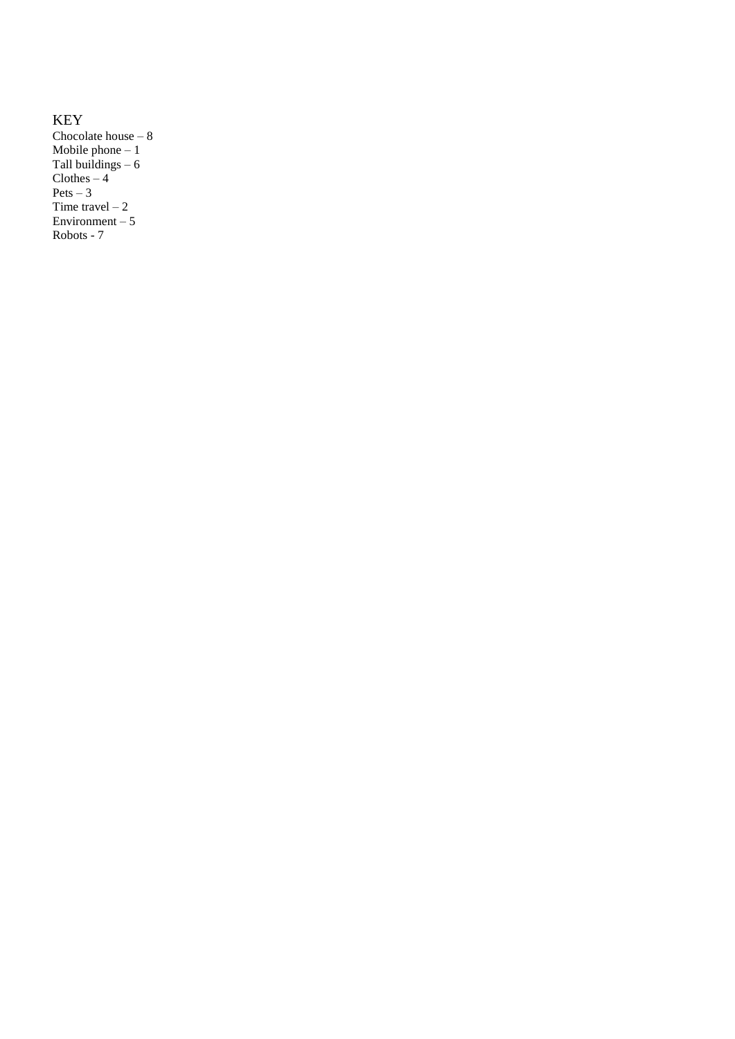KEY

Chocolate house – 8
Mobile phone – 1
Tall buildings – 6
Clothes – 4
Pets – 3
Time travel – 2
Environment – 5
Robots - 7